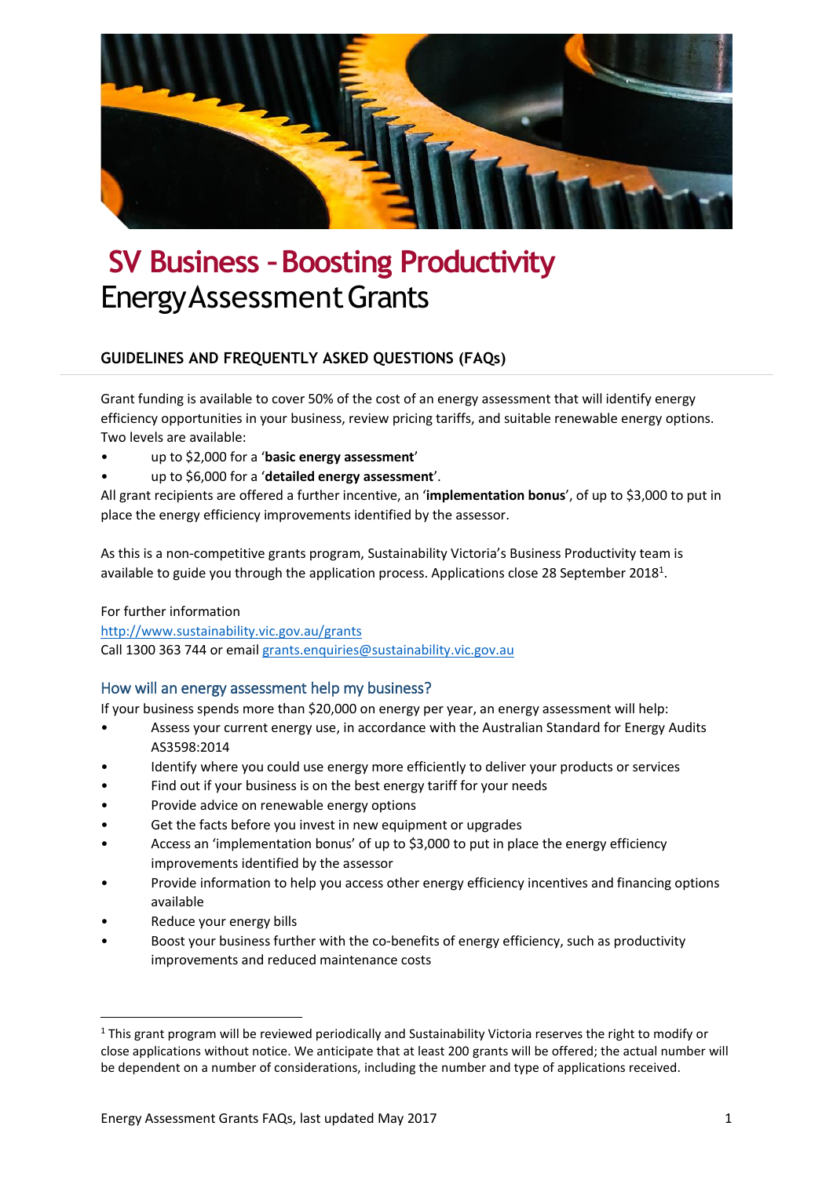# SV Business - Boosting Productivity

# Energy Assessment Grants

## GUIDELINES AND FREQUENTLY ASKED QUESTIONS (FAQs)

Grant funding is available to cover 50% of the cost of an energy assessment that will identify energy efficiency opportunities in your business, review pricing tariffs, and suitable renewable energy options. Two levels are available:

- up to $2,000 for a '**basic energy assessment**'
- up to $6,000 for a '**detailed energy assessment**'.

All grant recipients are offered a further incentive, an '**implementation bonus**', of up to $3,000 to put in place the energy efficiency improvements identified by the assessor.

As this is a non-competitive grants program, Sustainability Victoria's Business Productivity team is available to guide you through the application process. Applications close 28 September 2018[1].

For further information
http://www.sustainability.vic.gov.au/grants
Call 1300 363 744 or email grants.enquiries@sustainability.vic.gov.au

### How will an energy assessment help my business?

If your business spends more than $20,000 on energy per year, an energy assessment will help:

- Assess your current energy use, in accordance with the Australian Standard for Energy Audits AS3598:2014
- Identify where you could use energy more efficiently to deliver your products or services
- Find out if your business is on the best energy tariff for your needs
- Provide advice on renewable energy options
- Get the facts before you invest in new equipment or upgrades
- Access an 'implementation bonus' of up to $3,000 to put in place the energy efficiency improvements identified by the assessor
- Provide information to help you access other energy efficiency incentives and financing options available
- Reduce your energy bills
- Boost your business further with the co-benefits of energy efficiency, such as productivity improvements and reduced maintenance costs

[1] This grant program will be reviewed periodically and Sustainability Victoria reserves the right to modify or close applications without notice. We anticipate that at least 200 grants will be offered; the actual number will be dependent on a number of considerations, including the number and type of applications received.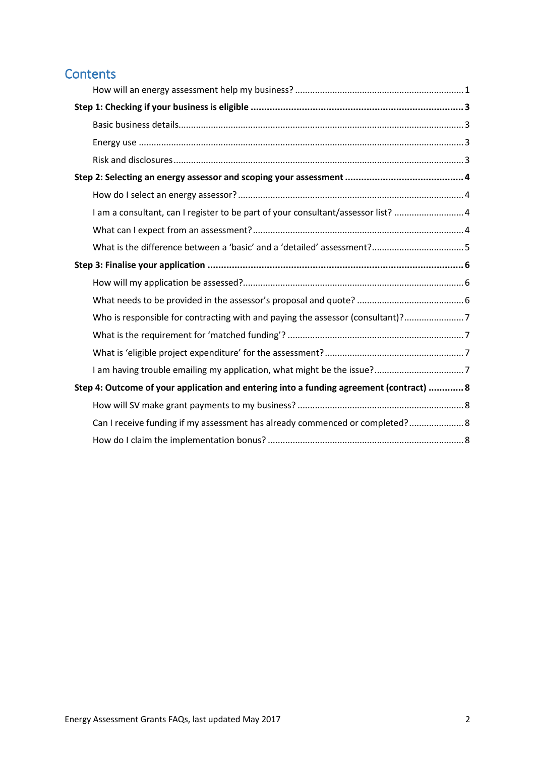## Contents

- How will an energy assessment help my business? ..... 1
- **Step 1: Checking if your business is eligible ..... 3**
  - Basic business details ..... 3
  - Energy use ..... 3
  - Risk and disclosures ..... 3
- **Step 2: Selecting an energy assessor and scoping your assessment ..... 4**
  - How do I select an energy assessor? ..... 4
  - I am a consultant, can I register to be part of your consultant/assessor list? ..... 4
  - What can I expect from an assessment? ..... 4
  - What is the difference between a 'basic' and a 'detailed' assessment? ..... 5
- **Step 3: Finalise your application ..... 6**
  - How will my application be assessed? ..... 6
  - What needs to be provided in the assessor's proposal and quote? ..... 6
  - Who is responsible for contracting with and paying the assessor (consultant)? ..... 7
  - What is the requirement for 'matched funding'? ..... 7
  - What is 'eligible project expenditure' for the assessment? ..... 7
  - I am having trouble emailing my application, what might be the issue? ..... 7
- **Step 4: Outcome of your application and entering into a funding agreement (contract) ..... 8**
  - How will SV make grant payments to my business? ..... 8
  - Can I receive funding if my assessment has already commenced or completed? ..... 8
  - How do I claim the implementation bonus? ..... 8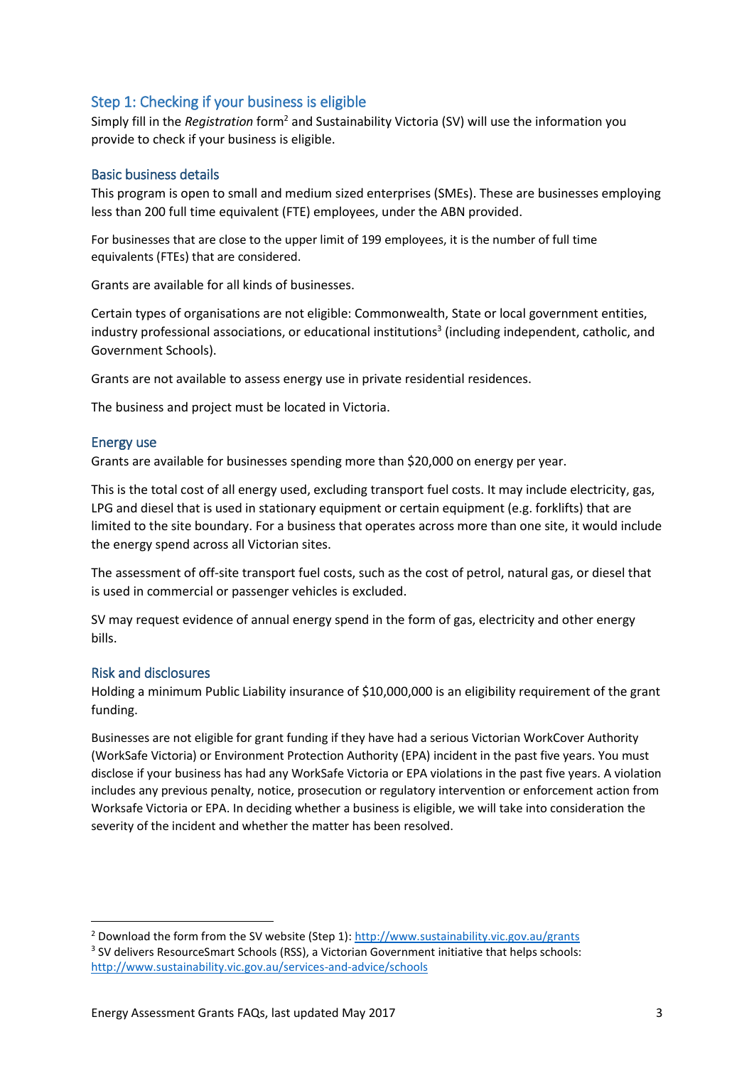## Step 1: Checking if your business is eligible

Simply fill in the *Registration* form[2] and Sustainability Victoria (SV) will use the information you provide to check if your business is eligible.

### Basic business details

This program is open to small and medium sized enterprises (SMEs). These are businesses employing less than 200 full time equivalent (FTE) employees, under the ABN provided.

For businesses that are close to the upper limit of 199 employees, it is the number of full time equivalents (FTEs) that are considered.

Grants are available for all kinds of businesses.

Certain types of organisations are not eligible: Commonwealth, State or local government entities, industry professional associations, or educational institutions[3] (including independent, catholic, and Government Schools).

Grants are not available to assess energy use in private residential residences.

The business and project must be located in Victoria.

### Energy use

Grants are available for businesses spending more than $20,000 on energy per year.

This is the total cost of all energy used, excluding transport fuel costs. It may include electricity, gas, LPG and diesel that is used in stationary equipment or certain equipment (e.g. forklifts) that are limited to the site boundary. For a business that operates across more than one site, it would include the energy spend across all Victorian sites.

The assessment of off-site transport fuel costs, such as the cost of petrol, natural gas, or diesel that is used in commercial or passenger vehicles is excluded.

SV may request evidence of annual energy spend in the form of gas, electricity and other energy bills.

### Risk and disclosures

Holding a minimum Public Liability insurance of $10,000,000 is an eligibility requirement of the grant funding.

Businesses are not eligible for grant funding if they have had a serious Victorian WorkCover Authority (WorkSafe Victoria) or Environment Protection Authority (EPA) incident in the past five years. You must disclose if your business has had any WorkSafe Victoria or EPA violations in the past five years. A violation includes any previous penalty, notice, prosecution or regulatory intervention or enforcement action from Worksafe Victoria or EPA. In deciding whether a business is eligible, we will take into consideration the severity of the incident and whether the matter has been resolved.

---

[2] Download the form from the SV website (Step 1): http://www.sustainability.vic.gov.au/grants

[3] SV delivers ResourceSmart Schools (RSS), a Victorian Government initiative that helps schools: http://www.sustainability.vic.gov.au/services-and-advice/schools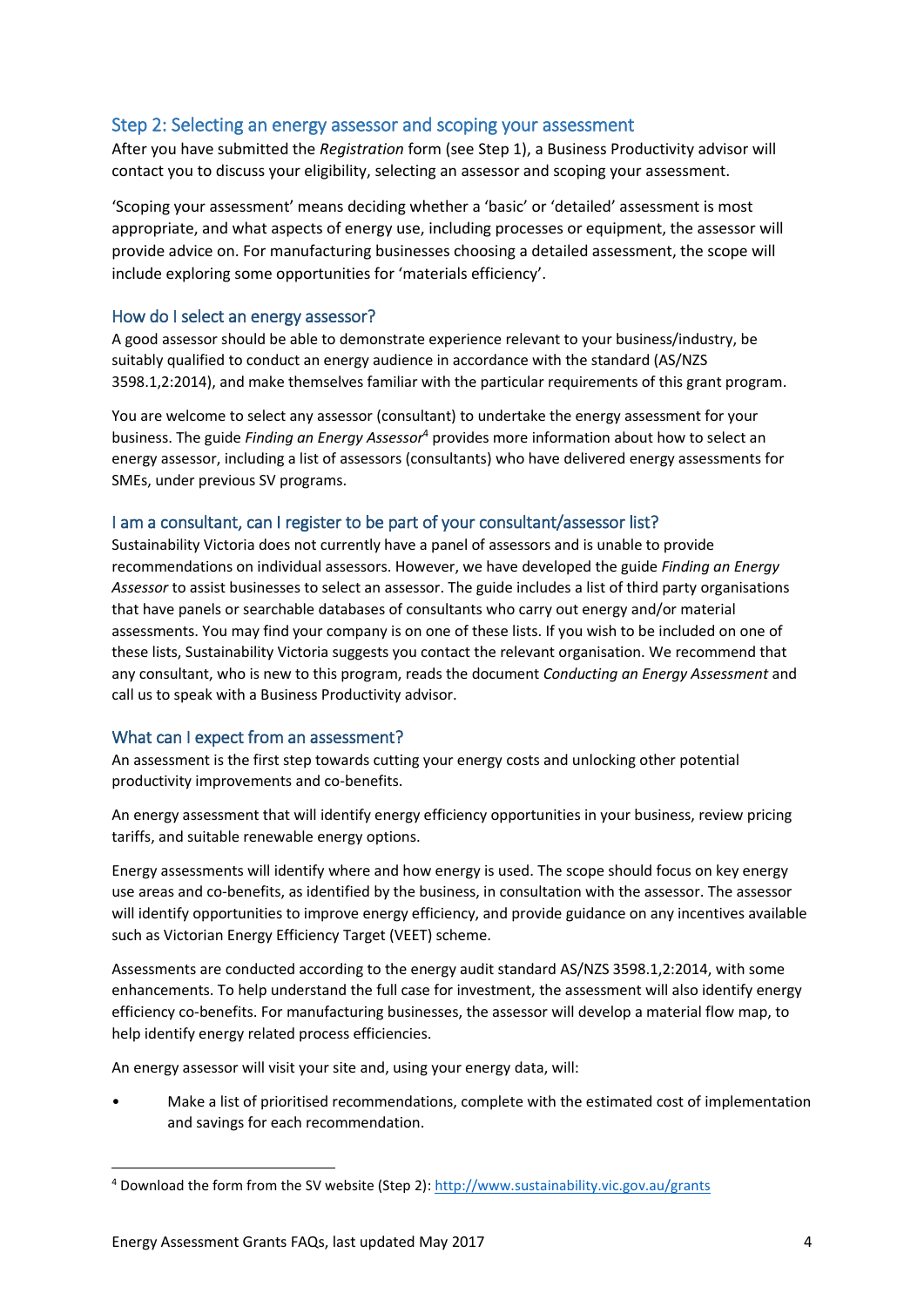## Step 2: Selecting an energy assessor and scoping your assessment

After you have submitted the *Registration* form (see Step 1), a Business Productivity advisor will contact you to discuss your eligibility, selecting an assessor and scoping your assessment.

'Scoping your assessment' means deciding whether a 'basic' or 'detailed' assessment is most appropriate, and what aspects of energy use, including processes or equipment, the assessor will provide advice on. For manufacturing businesses choosing a detailed assessment, the scope will include exploring some opportunities for 'materials efficiency'.

### How do I select an energy assessor?

A good assessor should be able to demonstrate experience relevant to your business/industry, be suitably qualified to conduct an energy audience in accordance with the standard (AS/NZS 3598.1,2:2014), and make themselves familiar with the particular requirements of this grant program.

You are welcome to select any assessor (consultant) to undertake the energy assessment for your business. The guide *Finding an Energy Assessor*[4] provides more information about how to select an energy assessor, including a list of assessors (consultants) who have delivered energy assessments for SMEs, under previous SV programs.

### I am a consultant, can I register to be part of your consultant/assessor list?

Sustainability Victoria does not currently have a panel of assessors and is unable to provide recommendations on individual assessors. However, we have developed the guide *Finding an Energy Assessor* to assist businesses to select an assessor. The guide includes a list of third party organisations that have panels or searchable databases of consultants who carry out energy and/or material assessments. You may find your company is on one of these lists. If you wish to be included on one of these lists, Sustainability Victoria suggests you contact the relevant organisation. We recommend that any consultant, who is new to this program, reads the document *Conducting an Energy Assessment* and call us to speak with a Business Productivity advisor.

### What can I expect from an assessment?

An assessment is the first step towards cutting your energy costs and unlocking other potential productivity improvements and co-benefits.

An energy assessment that will identify energy efficiency opportunities in your business, review pricing tariffs, and suitable renewable energy options.

Energy assessments will identify where and how energy is used. The scope should focus on key energy use areas and co-benefits, as identified by the business, in consultation with the assessor. The assessor will identify opportunities to improve energy efficiency, and provide guidance on any incentives available such as Victorian Energy Efficiency Target (VEET) scheme.

Assessments are conducted according to the energy audit standard AS/NZS 3598.1,2:2014, with some enhancements. To help understand the full case for investment, the assessment will also identify energy efficiency co-benefits. For manufacturing businesses, the assessor will develop a material flow map, to help identify energy related process efficiencies.

An energy assessor will visit your site and, using your energy data, will:

- Make a list of prioritised recommendations, complete with the estimated cost of implementation and savings for each recommendation.

---

[4] Download the form from the SV website (Step 2): http://www.sustainability.vic.gov.au/grants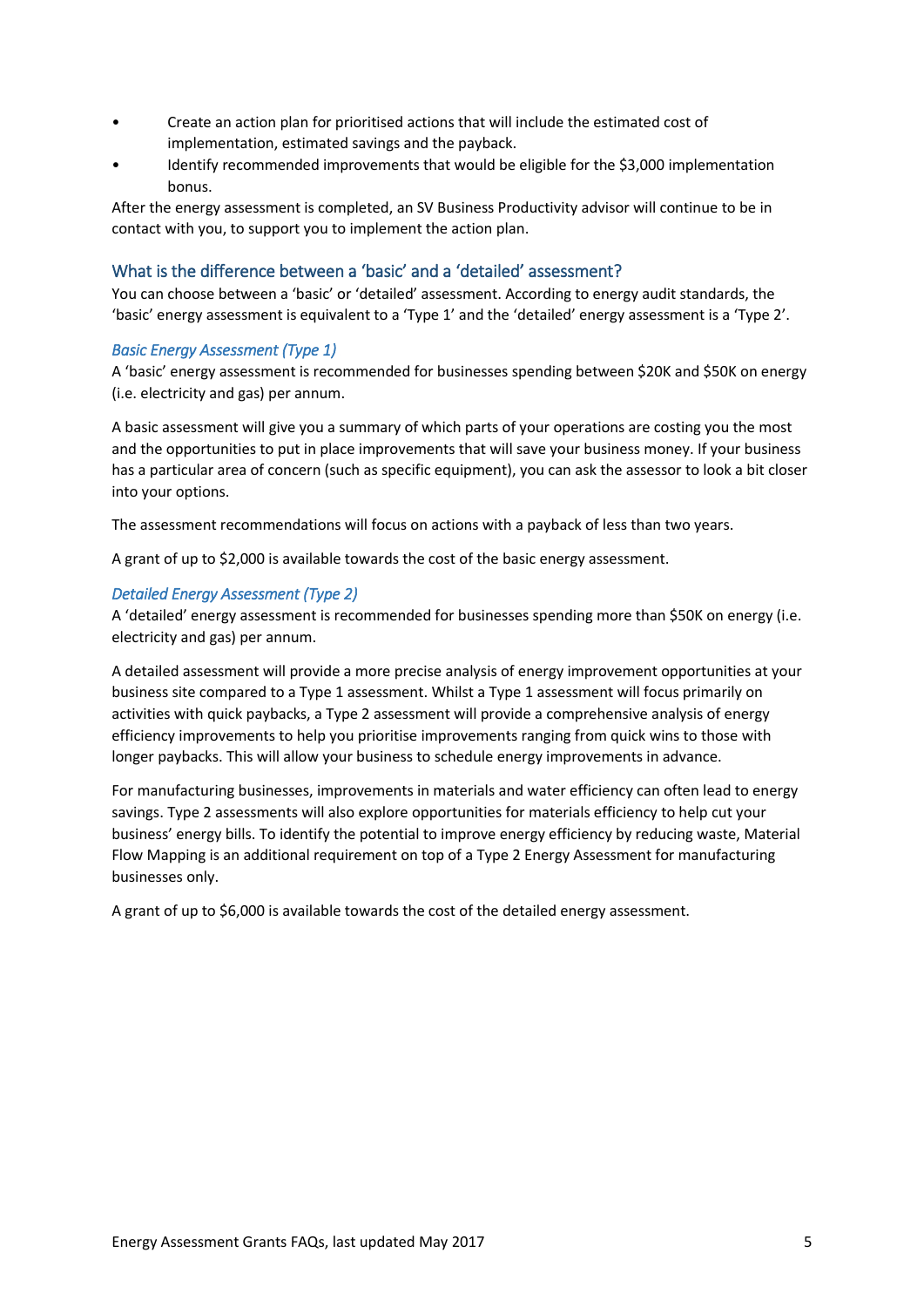- Create an action plan for prioritised actions that will include the estimated cost of implementation, estimated savings and the payback.
- Identify recommended improvements that would be eligible for the $3,000 implementation bonus.

After the energy assessment is completed, an SV Business Productivity advisor will continue to be in contact with you, to support you to implement the action plan.

## What is the difference between a 'basic' and a 'detailed' assessment?

You can choose between a 'basic' or 'detailed' assessment. According to energy audit standards, the 'basic' energy assessment is equivalent to a 'Type 1' and the 'detailed' energy assessment is a 'Type 2'.

### *Basic Energy Assessment (Type 1)*

A 'basic' energy assessment is recommended for businesses spending between $20K and $50K on energy (i.e. electricity and gas) per annum.

A basic assessment will give you a summary of which parts of your operations are costing you the most and the opportunities to put in place improvements that will save your business money. If your business has a particular area of concern (such as specific equipment), you can ask the assessor to look a bit closer into your options.

The assessment recommendations will focus on actions with a payback of less than two years.

A grant of up to $2,000 is available towards the cost of the basic energy assessment.

### *Detailed Energy Assessment (Type 2)*

A 'detailed' energy assessment is recommended for businesses spending more than $50K on energy (i.e. electricity and gas) per annum.

A detailed assessment will provide a more precise analysis of energy improvement opportunities at your business site compared to a Type 1 assessment. Whilst a Type 1 assessment will focus primarily on activities with quick paybacks, a Type 2 assessment will provide a comprehensive analysis of energy efficiency improvements to help you prioritise improvements ranging from quick wins to those with longer paybacks. This will allow your business to schedule energy improvements in advance.

For manufacturing businesses, improvements in materials and water efficiency can often lead to energy savings. Type 2 assessments will also explore opportunities for materials efficiency to help cut your business' energy bills. To identify the potential to improve energy efficiency by reducing waste, Material Flow Mapping is an additional requirement on top of a Type 2 Energy Assessment for manufacturing businesses only.

A grant of up to $6,000 is available towards the cost of the detailed energy assessment.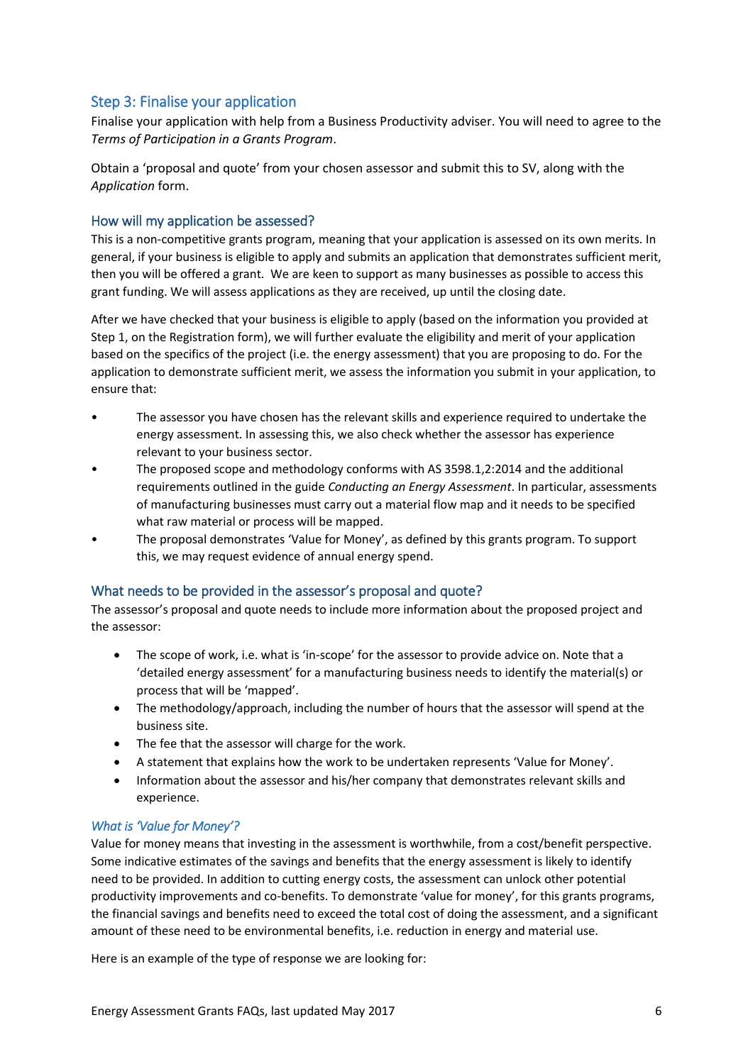## Step 3: Finalise your application

Finalise your application with help from a Business Productivity adviser. You will need to agree to the *Terms of Participation in a Grants Program*.

Obtain a 'proposal and quote' from your chosen assessor and submit this to SV, along with the *Application* form.

### How will my application be assessed?

This is a non-competitive grants program, meaning that your application is assessed on its own merits. In general, if your business is eligible to apply and submits an application that demonstrates sufficient merit, then you will be offered a grant. We are keen to support as many businesses as possible to access this grant funding. We will assess applications as they are received, up until the closing date.

After we have checked that your business is eligible to apply (based on the information you provided at Step 1, on the Registration form), we will further evaluate the eligibility and merit of your application based on the specifics of the project (i.e. the energy assessment) that you are proposing to do. For the application to demonstrate sufficient merit, we assess the information you submit in your application, to ensure that:

- The assessor you have chosen has the relevant skills and experience required to undertake the energy assessment. In assessing this, we also check whether the assessor has experience relevant to your business sector.
- The proposed scope and methodology conforms with AS 3598.1,2:2014 and the additional requirements outlined in the guide *Conducting an Energy Assessment*. In particular, assessments of manufacturing businesses must carry out a material flow map and it needs to be specified what raw material or process will be mapped.
- The proposal demonstrates 'Value for Money', as defined by this grants program. To support this, we may request evidence of annual energy spend.

### What needs to be provided in the assessor's proposal and quote?

The assessor's proposal and quote needs to include more information about the proposed project and the assessor:

- The scope of work, i.e. what is 'in-scope' for the assessor to provide advice on. Note that a 'detailed energy assessment' for a manufacturing business needs to identify the material(s) or process that will be 'mapped'.
- The methodology/approach, including the number of hours that the assessor will spend at the business site.
- The fee that the assessor will charge for the work.
- A statement that explains how the work to be undertaken represents 'Value for Money'.
- Information about the assessor and his/her company that demonstrates relevant skills and experience.

#### *What is 'Value for Money'?*

Value for money means that investing in the assessment is worthwhile, from a cost/benefit perspective. Some indicative estimates of the savings and benefits that the energy assessment is likely to identify need to be provided. In addition to cutting energy costs, the assessment can unlock other potential productivity improvements and co-benefits. To demonstrate 'value for money', for this grants programs, the financial savings and benefits need to exceed the total cost of doing the assessment, and a significant amount of these need to be environmental benefits, i.e. reduction in energy and material use.

Here is an example of the type of response we are looking for: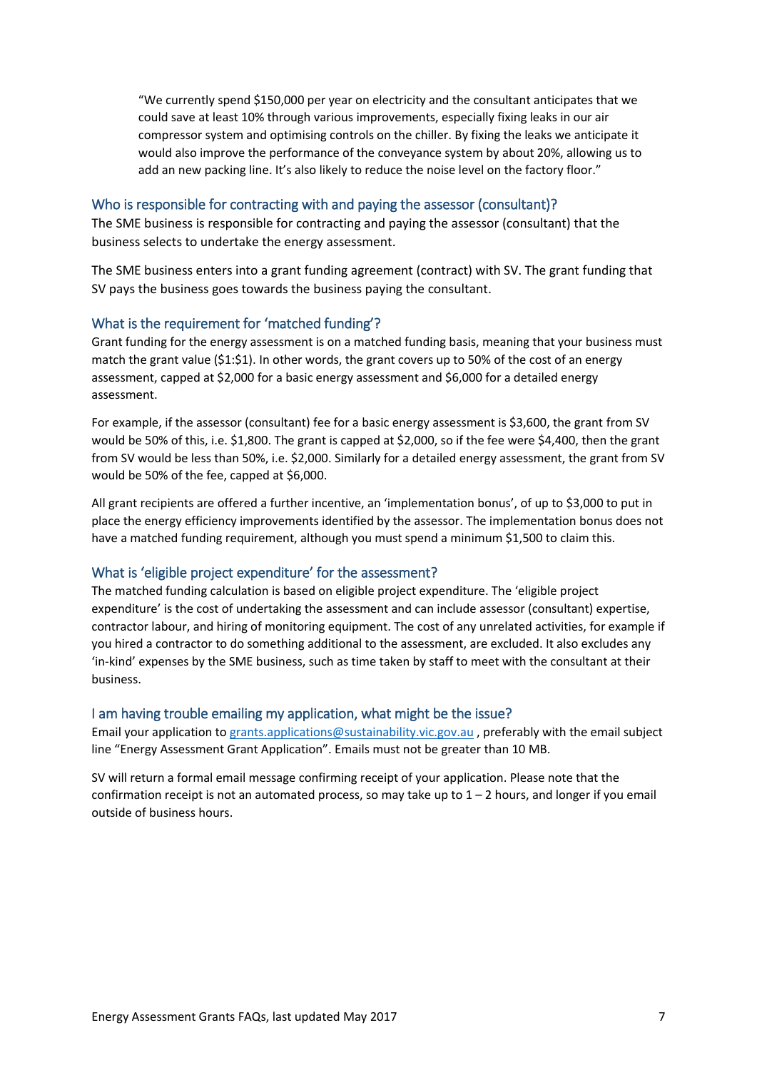> "We currently spend $150,000 per year on electricity and the consultant anticipates that we could save at least 10% through various improvements, especially fixing leaks in our air compressor system and optimising controls on the chiller. By fixing the leaks we anticipate it would also improve the performance of the conveyance system by about 20%, allowing us to add an new packing line. It's also likely to reduce the noise level on the factory floor."

### Who is responsible for contracting with and paying the assessor (consultant)?

The SME business is responsible for contracting and paying the assessor (consultant) that the business selects to undertake the energy assessment.

The SME business enters into a grant funding agreement (contract) with SV. The grant funding that SV pays the business goes towards the business paying the consultant.

### What is the requirement for 'matched funding'?

Grant funding for the energy assessment is on a matched funding basis, meaning that your business must match the grant value ($1:$1). In other words, the grant covers up to 50% of the cost of an energy assessment, capped at $2,000 for a basic energy assessment and $6,000 for a detailed energy assessment.

For example, if the assessor (consultant) fee for a basic energy assessment is $3,600, the grant from SV would be 50% of this, i.e. $1,800. The grant is capped at $2,000, so if the fee were $4,400, then the grant from SV would be less than 50%, i.e. $2,000. Similarly for a detailed energy assessment, the grant from SV would be 50% of the fee, capped at $6,000.

All grant recipients are offered a further incentive, an 'implementation bonus', of up to $3,000 to put in place the energy efficiency improvements identified by the assessor. The implementation bonus does not have a matched funding requirement, although you must spend a minimum $1,500 to claim this.

### What is 'eligible project expenditure' for the assessment?

The matched funding calculation is based on eligible project expenditure. The 'eligible project expenditure' is the cost of undertaking the assessment and can include assessor (consultant) expertise, contractor labour, and hiring of monitoring equipment. The cost of any unrelated activities, for example if you hired a contractor to do something additional to the assessment, are excluded. It also excludes any 'in-kind' expenses by the SME business, such as time taken by staff to meet with the consultant at their business.

### I am having trouble emailing my application, what might be the issue?

Email your application to grants.applications@sustainability.vic.gov.au , preferably with the email subject line "Energy Assessment Grant Application". Emails must not be greater than 10 MB.

SV will return a formal email message confirming receipt of your application. Please note that the confirmation receipt is not an automated process, so may take up to 1 – 2 hours, and longer if you email outside of business hours.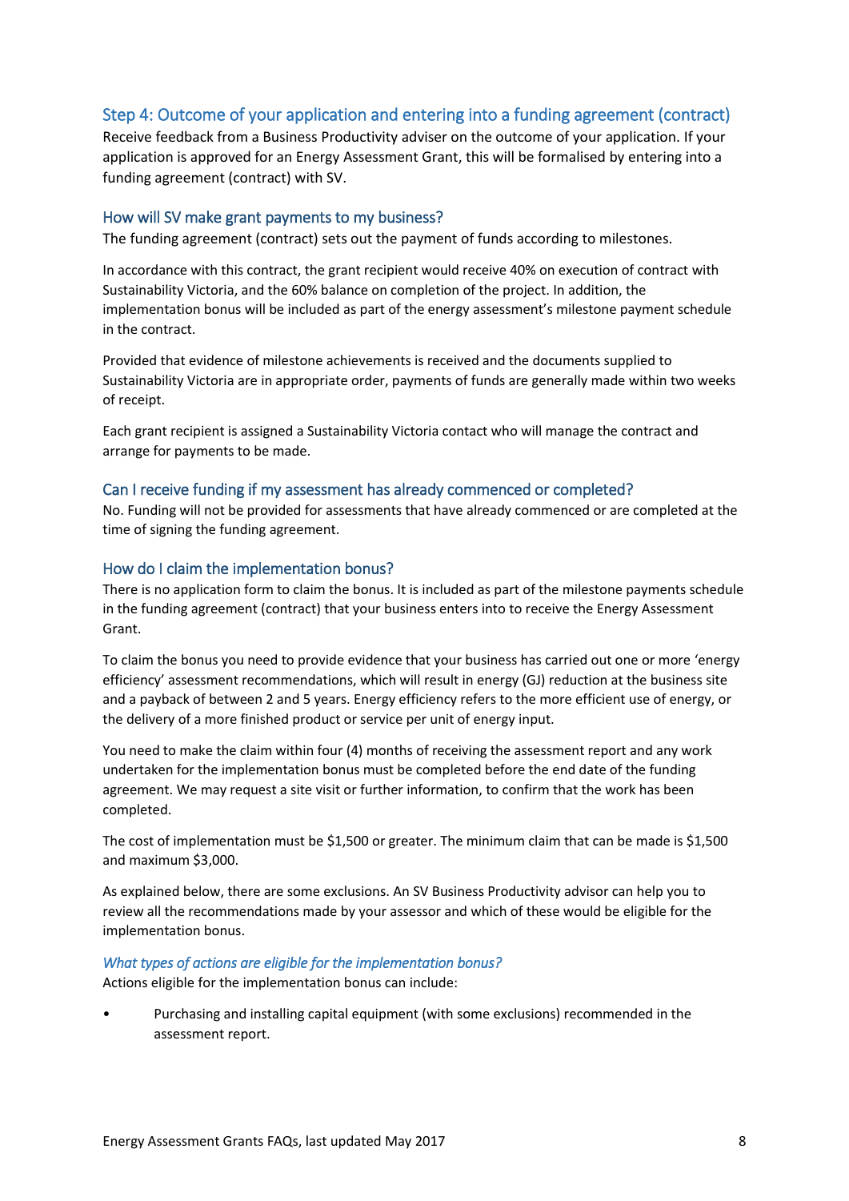## Step 4: Outcome of your application and entering into a funding agreement (contract)

Receive feedback from a Business Productivity adviser on the outcome of your application. If your application is approved for an Energy Assessment Grant, this will be formalised by entering into a funding agreement (contract) with SV.

### How will SV make grant payments to my business?

The funding agreement (contract) sets out the payment of funds according to milestones.

In accordance with this contract, the grant recipient would receive 40% on execution of contract with Sustainability Victoria, and the 60% balance on completion of the project. In addition, the implementation bonus will be included as part of the energy assessment's milestone payment schedule in the contract.

Provided that evidence of milestone achievements is received and the documents supplied to Sustainability Victoria are in appropriate order, payments of funds are generally made within two weeks of receipt.

Each grant recipient is assigned a Sustainability Victoria contact who will manage the contract and arrange for payments to be made.

### Can I receive funding if my assessment has already commenced or completed?

No. Funding will not be provided for assessments that have already commenced or are completed at the time of signing the funding agreement.

### How do I claim the implementation bonus?

There is no application form to claim the bonus. It is included as part of the milestone payments schedule in the funding agreement (contract) that your business enters into to receive the Energy Assessment Grant.

To claim the bonus you need to provide evidence that your business has carried out one or more 'energy efficiency' assessment recommendations, which will result in energy (GJ) reduction at the business site and a payback of between 2 and 5 years. Energy efficiency refers to the more efficient use of energy, or the delivery of a more finished product or service per unit of energy input.

You need to make the claim within four (4) months of receiving the assessment report and any work undertaken for the implementation bonus must be completed before the end date of the funding agreement. We may request a site visit or further information, to confirm that the work has been completed.

The cost of implementation must be $1,500 or greater. The minimum claim that can be made is $1,500 and maximum $3,000.

As explained below, there are some exclusions. An SV Business Productivity advisor can help you to review all the recommendations made by your assessor and which of these would be eligible for the implementation bonus.

#### *What types of actions are eligible for the implementation bonus?*

Actions eligible for the implementation bonus can include:

- Purchasing and installing capital equipment (with some exclusions) recommended in the assessment report.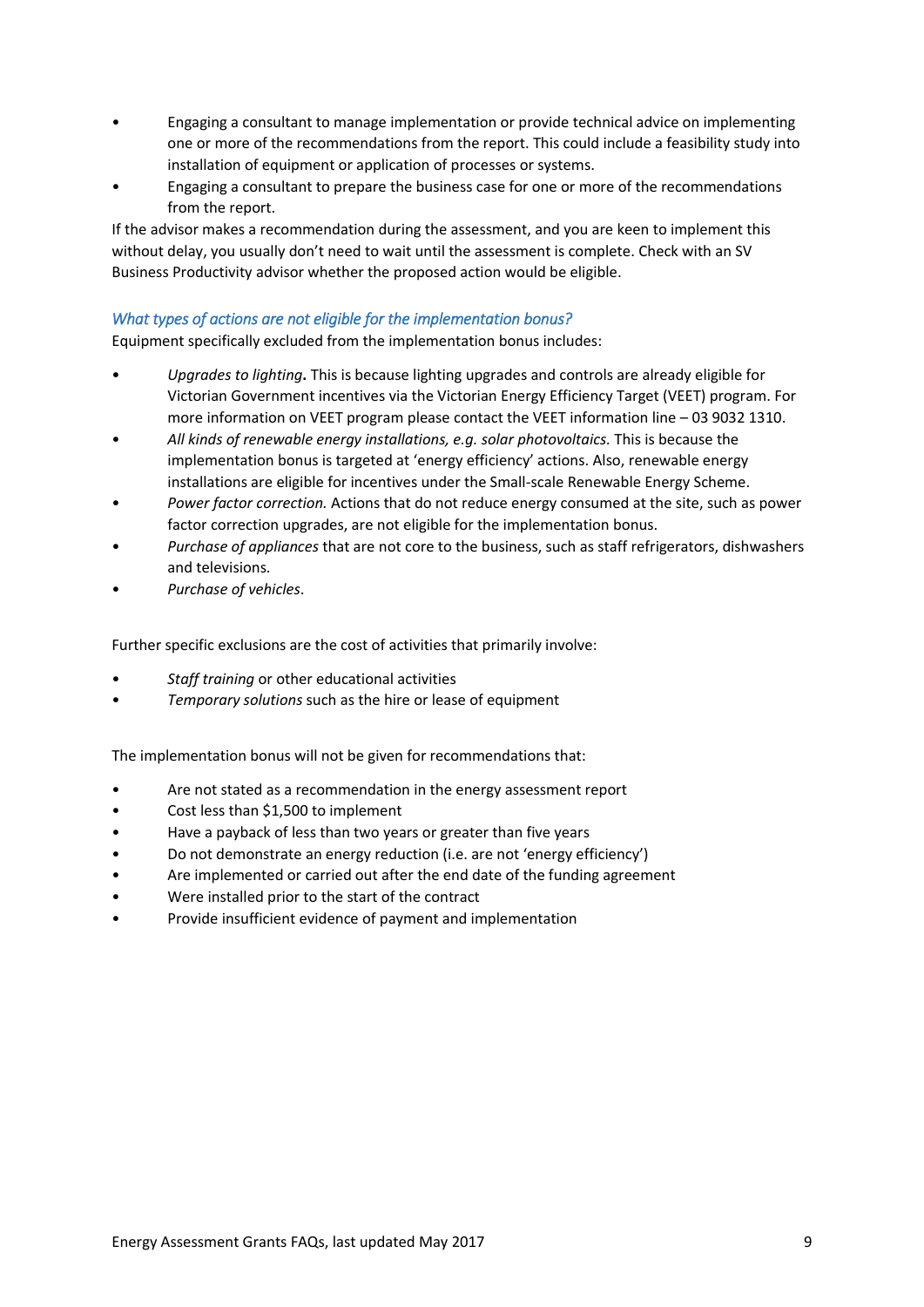- Engaging a consultant to manage implementation or provide technical advice on implementing one or more of the recommendations from the report. This could include a feasibility study into installation of equipment or application of processes or systems.
- Engaging a consultant to prepare the business case for one or more of the recommendations from the report.

If the advisor makes a recommendation during the assessment, and you are keen to implement this without delay, you usually don't need to wait until the assessment is complete. Check with an SV Business Productivity advisor whether the proposed action would be eligible.

### *What types of actions are not eligible for the implementation bonus?*

Equipment specifically excluded from the implementation bonus includes:

- *Upgrades to lighting*. This is because lighting upgrades and controls are already eligible for Victorian Government incentives via the Victorian Energy Efficiency Target (VEET) program. For more information on VEET program please contact the VEET information line – 03 9032 1310.
- *All kinds of renewable energy installations, e.g. solar photovoltaics.* This is because the implementation bonus is targeted at 'energy efficiency' actions. Also, renewable energy installations are eligible for incentives under the Small-scale Renewable Energy Scheme.
- *Power factor correction.* Actions that do not reduce energy consumed at the site, such as power factor correction upgrades, are not eligible for the implementation bonus.
- *Purchase of appliances* that are not core to the business, such as staff refrigerators, dishwashers and televisions.
- *Purchase of vehicles*.

Further specific exclusions are the cost of activities that primarily involve:

- *Staff training* or other educational activities
- *Temporary solutions* such as the hire or lease of equipment

The implementation bonus will not be given for recommendations that:

- Are not stated as a recommendation in the energy assessment report
- Cost less than $1,500 to implement
- Have a payback of less than two years or greater than five years
- Do not demonstrate an energy reduction (i.e. are not 'energy efficiency')
- Are implemented or carried out after the end date of the funding agreement
- Were installed prior to the start of the contract
- Provide insufficient evidence of payment and implementation